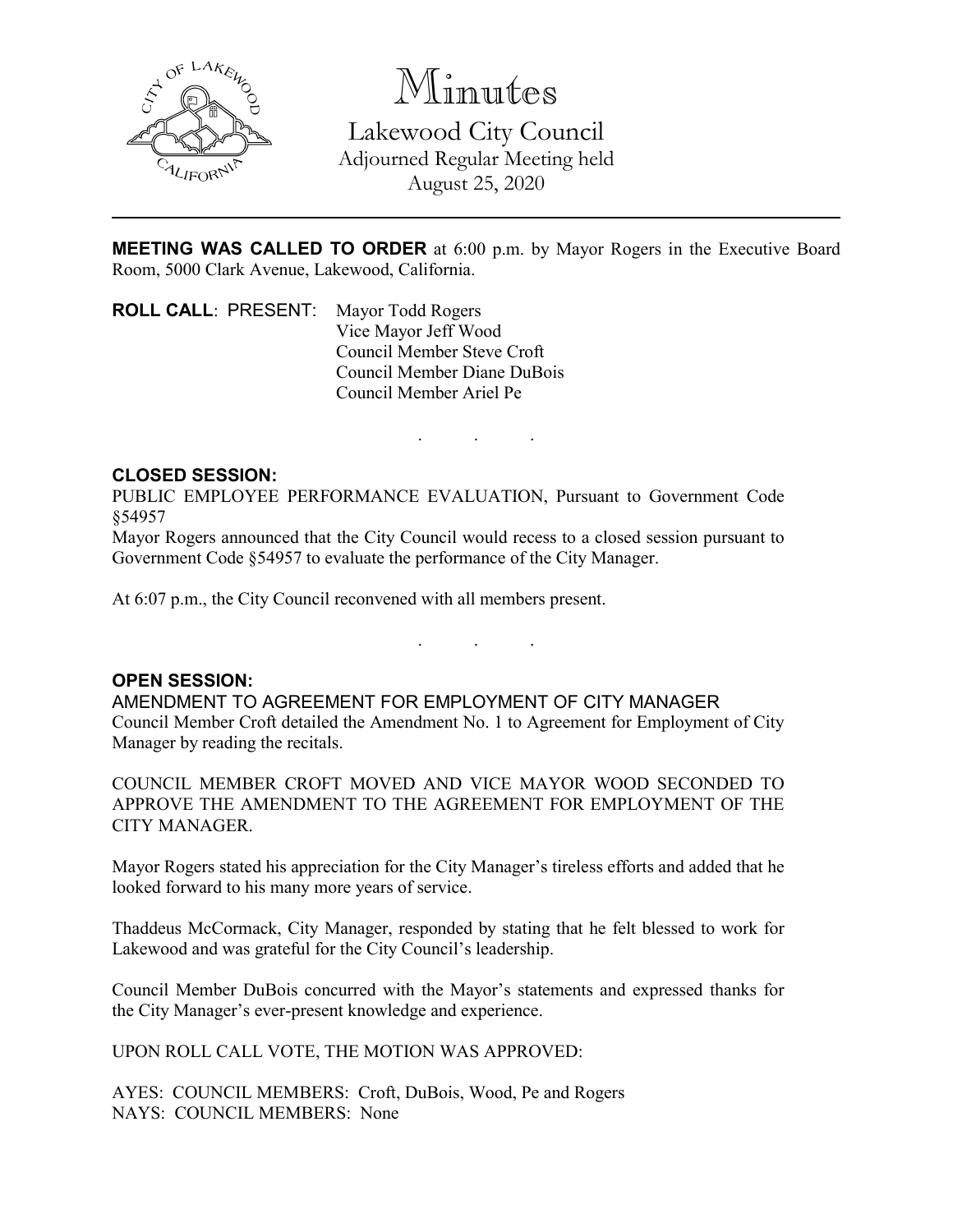# Minutes

## Lakewood City Council

Adjourned Regular Meeting held
August 25, 2020

---

**MEETING WAS CALLED TO ORDER** at 6:00 p.m. by Mayor Rogers in the Executive Board Room, 5000 Clark Avenue, Lakewood, California.

**ROLL CALL**: PRESENT: Mayor Todd Rogers
Vice Mayor Jeff Wood
Council Member Steve Croft
Council Member Diane DuBois
Council Member Ariel Pe

. . .

**CLOSED SESSION:**

PUBLIC EMPLOYEE PERFORMANCE EVALUATION, Pursuant to Government Code §54957

Mayor Rogers announced that the City Council would recess to a closed session pursuant to Government Code §54957 to evaluate the performance of the City Manager.

At 6:07 p.m., the City Council reconvened with all members present.

. . .

**OPEN SESSION:**

AMENDMENT TO AGREEMENT FOR EMPLOYMENT OF CITY MANAGER

Council Member Croft detailed the Amendment No. 1 to Agreement for Employment of City Manager by reading the recitals.

COUNCIL MEMBER CROFT MOVED AND VICE MAYOR WOOD SECONDED TO APPROVE THE AMENDMENT TO THE AGREEMENT FOR EMPLOYMENT OF THE CITY MANAGER.

Mayor Rogers stated his appreciation for the City Manager's tireless efforts and added that he looked forward to his many more years of service.

Thaddeus McCormack, City Manager, responded by stating that he felt blessed to work for Lakewood and was grateful for the City Council's leadership.

Council Member DuBois concurred with the Mayor's statements and expressed thanks for the City Manager's ever-present knowledge and experience.

UPON ROLL CALL VOTE, THE MOTION WAS APPROVED:

AYES: COUNCIL MEMBERS: Croft, DuBois, Wood, Pe and Rogers
NAYS: COUNCIL MEMBERS: None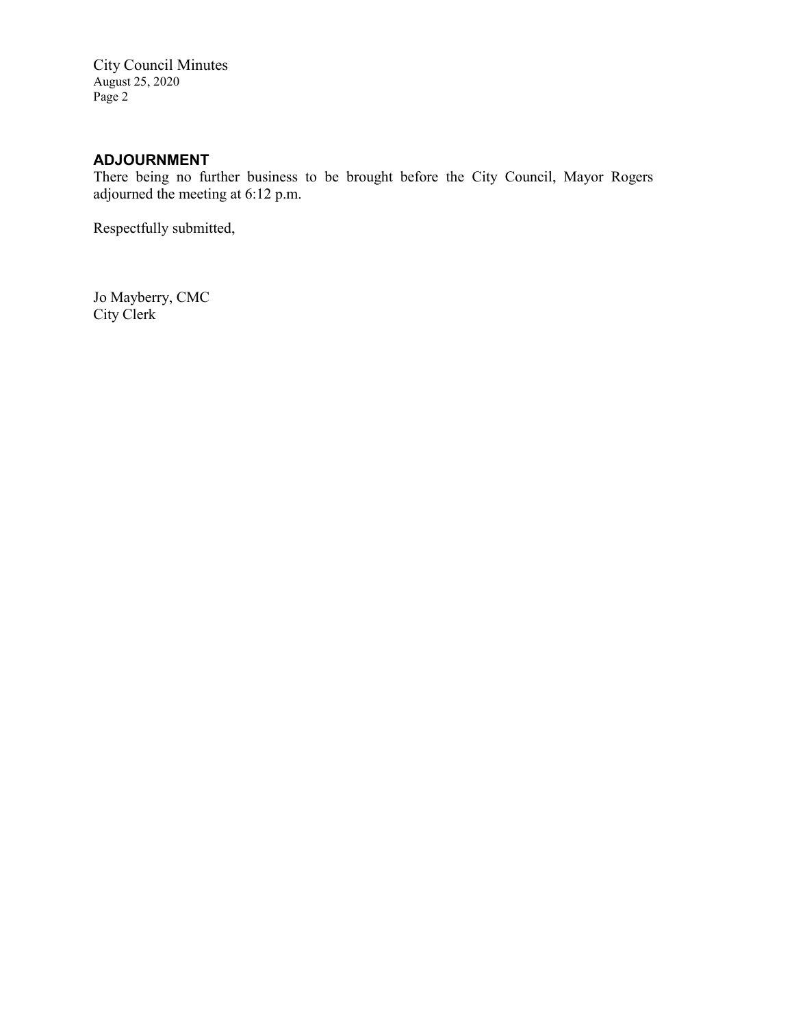## ADJOURNMENT

There being no further business to be brought before the City Council, Mayor Rogers adjourned the meeting at 6:12 p.m.

Respectfully submitted,

Jo Mayberry, CMC
City Clerk